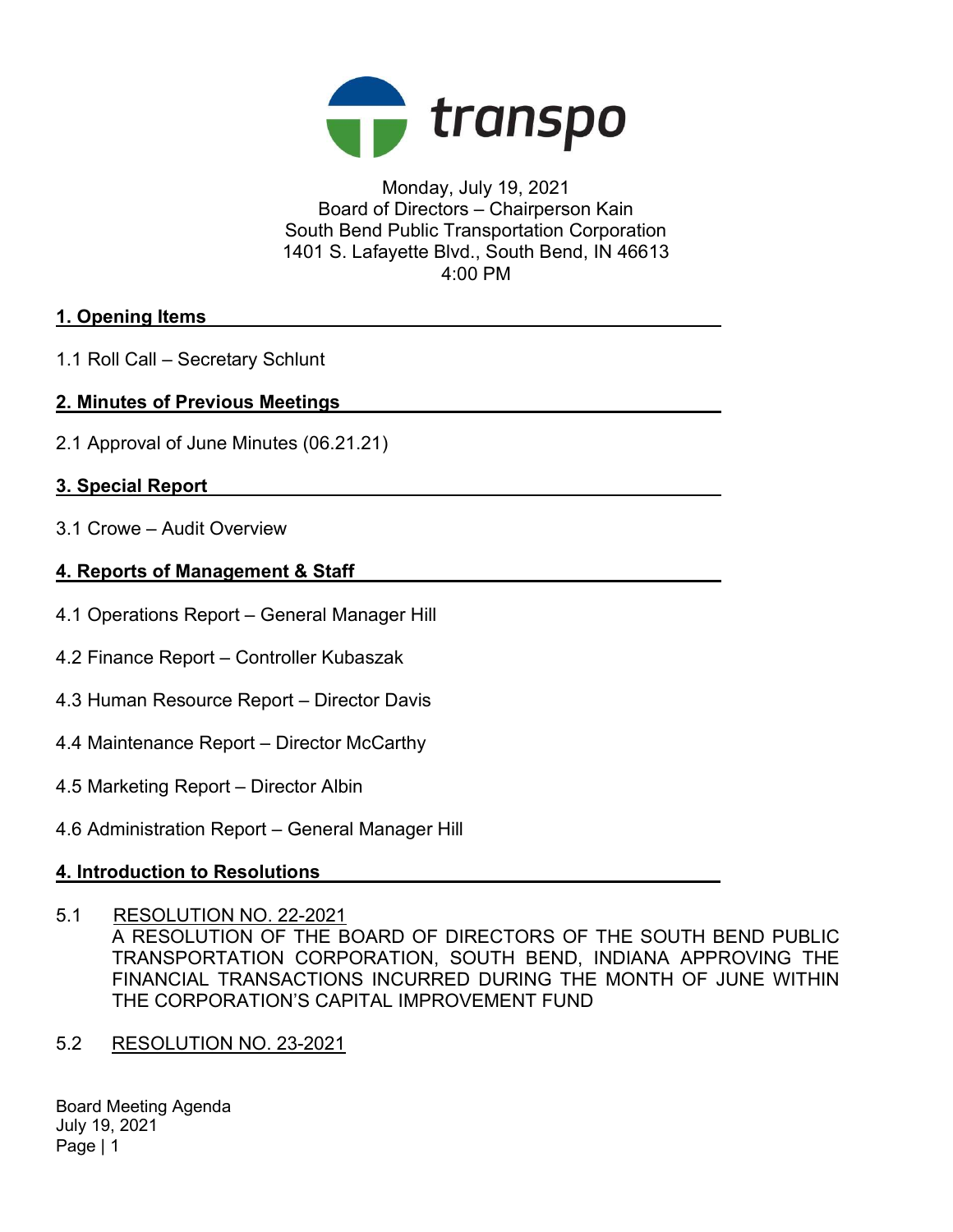transpo

Monday, July 19, 2021
Board of Directors – Chairperson Kain
South Bend Public Transportation Corporation
1401 S. Lafayette Blvd., South Bend, IN 46613
4:00 PM

## 1. Opening Items

1.1 Roll Call – Secretary Schlunt

## 2. Minutes of Previous Meetings

2.1 Approval of June Minutes (06.21.21)

## 3. Special Report

3.1 Crowe – Audit Overview

## 4. Reports of Management & Staff

4.1 Operations Report – General Manager Hill

4.2 Finance Report – Controller Kubaszak

4.3 Human Resource Report – Director Davis

4.4 Maintenance Report – Director McCarthy

4.5 Marketing Report – Director Albin

4.6 Administration Report – General Manager Hill

## 4. Introduction to Resolutions

5.1 RESOLUTION NO. 22-2021
A RESOLUTION OF THE BOARD OF DIRECTORS OF THE SOUTH BEND PUBLIC TRANSPORTATION CORPORATION, SOUTH BEND, INDIANA APPROVING THE FINANCIAL TRANSACTIONS INCURRED DURING THE MONTH OF JUNE WITHIN THE CORPORATION'S CAPITAL IMPROVEMENT FUND

5.2 RESOLUTION NO. 23-2021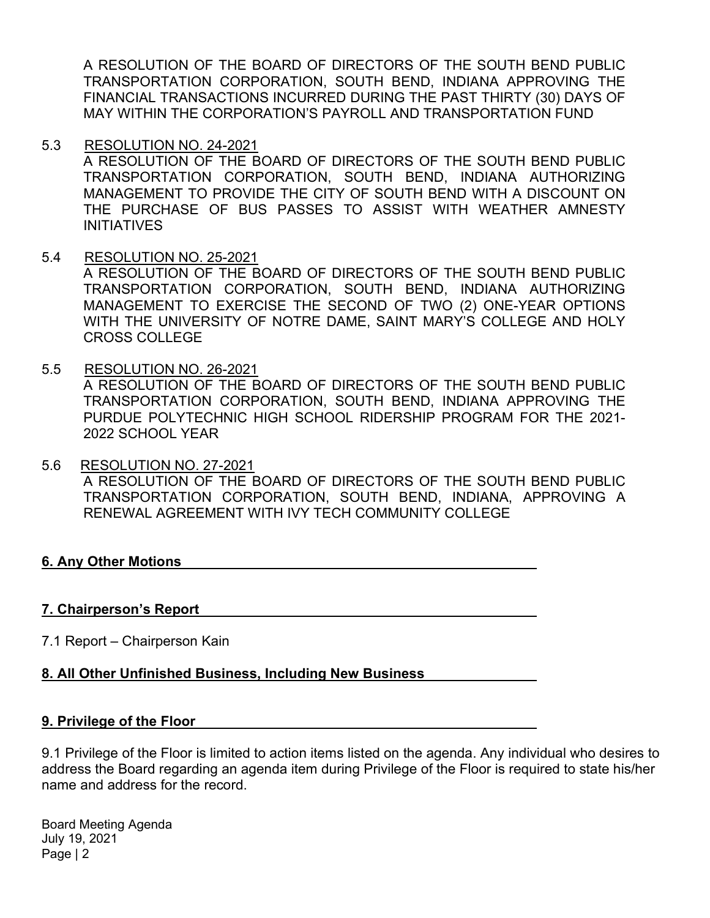A RESOLUTION OF THE BOARD OF DIRECTORS OF THE SOUTH BEND PUBLIC TRANSPORTATION CORPORATION, SOUTH BEND, INDIANA APPROVING THE FINANCIAL TRANSACTIONS INCURRED DURING THE PAST THIRTY (30) DAYS OF MAY WITHIN THE CORPORATION'S PAYROLL AND TRANSPORTATION FUND

5.3 RESOLUTION NO. 24-2021
A RESOLUTION OF THE BOARD OF DIRECTORS OF THE SOUTH BEND PUBLIC TRANSPORTATION CORPORATION, SOUTH BEND, INDIANA AUTHORIZING MANAGEMENT TO PROVIDE THE CITY OF SOUTH BEND WITH A DISCOUNT ON THE PURCHASE OF BUS PASSES TO ASSIST WITH WEATHER AMNESTY INITIATIVES

5.4 RESOLUTION NO. 25-2021
A RESOLUTION OF THE BOARD OF DIRECTORS OF THE SOUTH BEND PUBLIC TRANSPORTATION CORPORATION, SOUTH BEND, INDIANA AUTHORIZING MANAGEMENT TO EXERCISE THE SECOND OF TWO (2) ONE-YEAR OPTIONS WITH THE UNIVERSITY OF NOTRE DAME, SAINT MARY'S COLLEGE AND HOLY CROSS COLLEGE

5.5 RESOLUTION NO. 26-2021
A RESOLUTION OF THE BOARD OF DIRECTORS OF THE SOUTH BEND PUBLIC TRANSPORTATION CORPORATION, SOUTH BEND, INDIANA APPROVING THE PURDUE POLYTECHNIC HIGH SCHOOL RIDERSHIP PROGRAM FOR THE 2021-2022 SCHOOL YEAR

5.6 RESOLUTION NO. 27-2021
A RESOLUTION OF THE BOARD OF DIRECTORS OF THE SOUTH BEND PUBLIC TRANSPORTATION CORPORATION, SOUTH BEND, INDIANA, APPROVING A RENEWAL AGREEMENT WITH IVY TECH COMMUNITY COLLEGE

## 6. Any Other Motions

## 7. Chairperson's Report

7.1 Report – Chairperson Kain

## 8. All Other Unfinished Business, Including New Business

## 9. Privilege of the Floor

9.1 Privilege of the Floor is limited to action items listed on the agenda. Any individual who desires to address the Board regarding an agenda item during Privilege of the Floor is required to state his/her name and address for the record.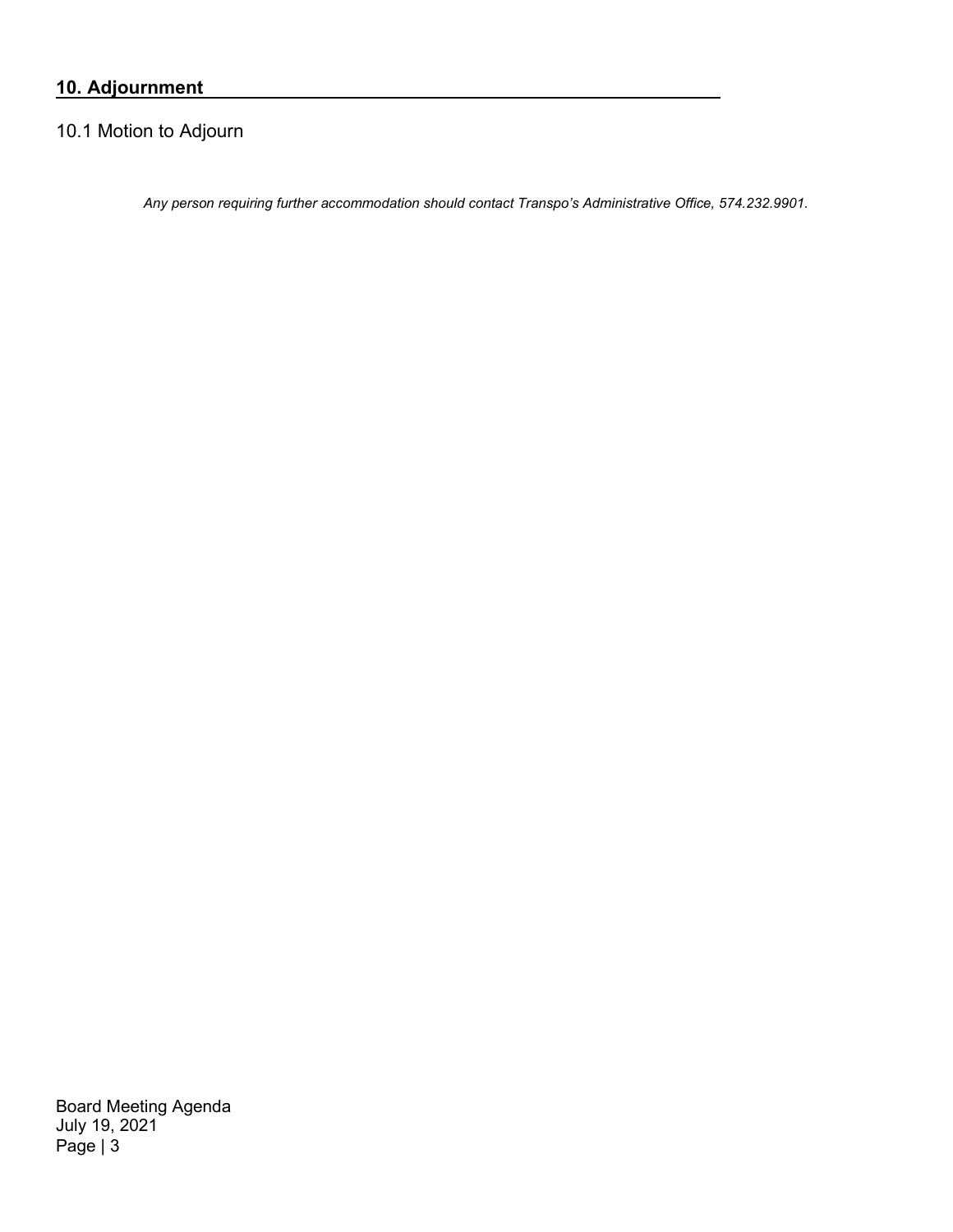## 10. Adjournment

10.1 Motion to Adjourn

*Any person requiring further accommodation should contact Transpo's Administrative Office, 574.232.9901.*